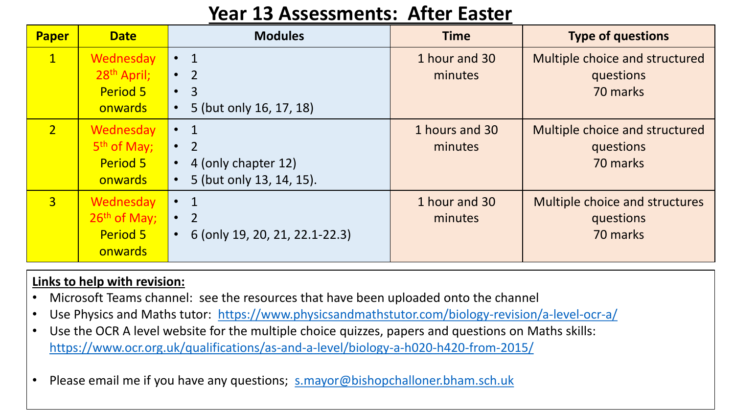# Year 13 Assessments: After Easter

| Paper | Date | Modules | Time | Type of questions |
|---|---|---|---|---|
| 1 | Wednesday 28th April; Period 5 onwards | • 1<br>• 2<br>• 3<br>• 5 (but only 16, 17, 18) | 1 hour and 30 minutes | Multiple choice and structured questions<br>70 marks |
| 2 | Wednesday 5th of May; Period 5 onwards | • 1<br>• 2<br>• 4 (only chapter 12)<br>• 5 (but only 13, 14, 15). | 1 hours and 30 minutes | Multiple choice and structured questions<br>70 marks |
| 3 | Wednesday 26th of May; Period 5 onwards | • 1<br>• 2<br>• 6 (only 19, 20, 21, 22.1-22.3) | 1 hour and 30 minutes | Multiple choice and structures questions<br>70 marks |

**Links to help with revision:**

- Microsoft Teams channel: see the resources that have been uploaded onto the channel
- Use Physics and Maths tutor: https://www.physicsandmathstutor.com/biology-revision/a-level-ocr-a/
- Use the OCR A level website for the multiple choice quizzes, papers and questions on Maths skills: https://www.ocr.org.uk/qualifications/as-and-a-level/biology-a-h020-h420-from-2015/
- Please email me if you have any questions; s.mayor@bishopchalloner.bham.sch.uk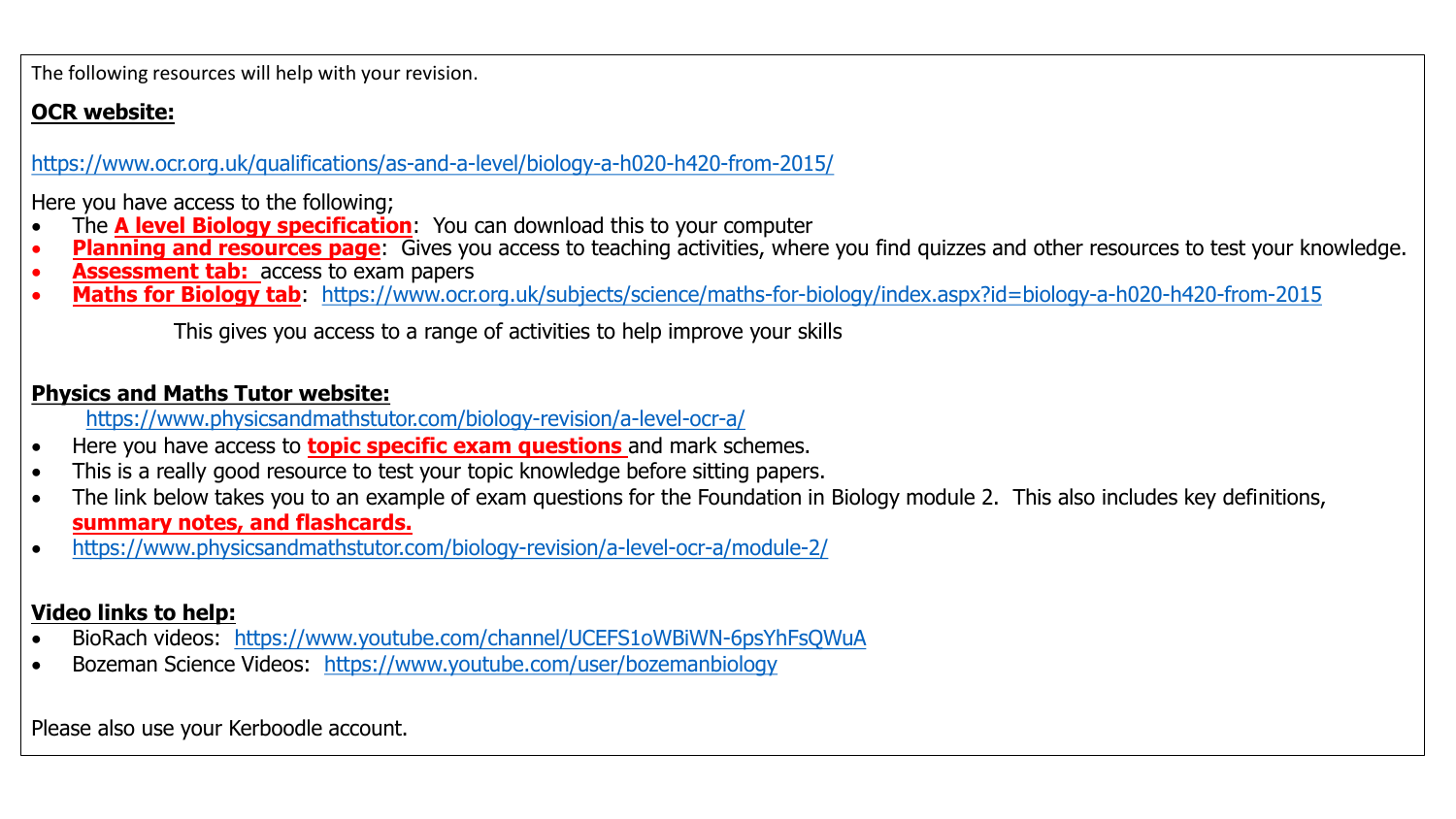The following resources will help with your revision.

**OCR website:**

https://www.ocr.org.uk/qualifications/as-and-a-level/biology-a-h020-h420-from-2015/

Here you have access to the following;

- The **A level Biology specification**: You can download this to your computer
- **Planning and resources page**: Gives you access to teaching activities, where you find quizzes and other resources to test your knowledge.
- **Assessment tab:** access to exam papers
- **Maths for Biology tab**: https://www.ocr.org.uk/subjects/science/maths-for-biology/index.aspx?id=biology-a-h020-h420-from-2015

  This gives you access to a range of activities to help improve your skills

**Physics and Maths Tutor website:**

https://www.physicsandmathstutor.com/biology-revision/a-level-ocr-a/

- Here you have access to **topic specific exam questions** and mark schemes.
- This is a really good resource to test your topic knowledge before sitting papers.
- The link below takes you to an example of exam questions for the Foundation in Biology module 2. This also includes key definitions, **summary notes, and flashcards.**
- https://www.physicsandmathstutor.com/biology-revision/a-level-ocr-a/module-2/

**Video links to help:**

- BioRach videos: https://www.youtube.com/channel/UCEFS1oWBiWN-6psYhFsQWuA
- Bozeman Science Videos: https://www.youtube.com/user/bozemanbiology

Please also use your Kerboodle account.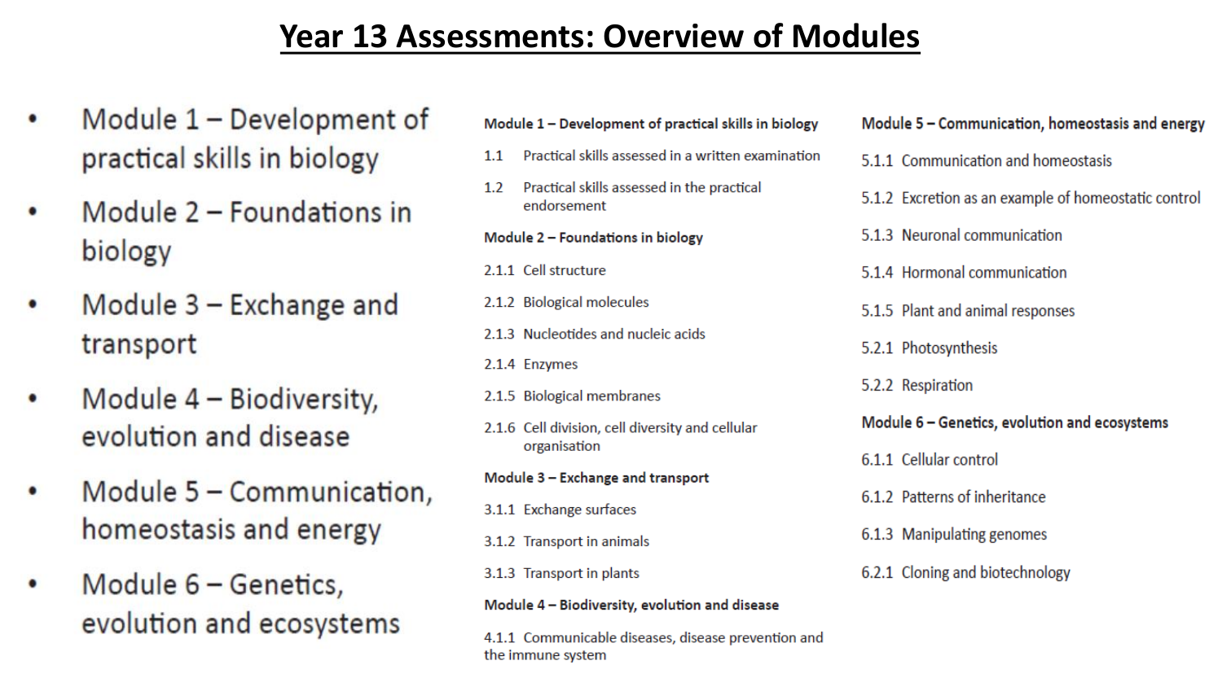# Year 13 Assessments: Overview of Modules

- Module 1 – Development of practical skills in biology
- Module 2 – Foundations in biology
- Module 3 – Exchange and transport
- Module 4 – Biodiversity, evolution and disease
- Module 5 – Communication, homeostasis and energy
- Module 6 – Genetics, evolution and ecosystems

**Module 1 – Development of practical skills in biology**

1.1 Practical skills assessed in a written examination

1.2 Practical skills assessed in the practical endorsement

**Module 2 – Foundations in biology**

2.1.1 Cell structure

2.1.2 Biological molecules

2.1.3 Nucleotides and nucleic acids

2.1.4 Enzymes

2.1.5 Biological membranes

2.1.6 Cell division, cell diversity and cellular organisation

**Module 3 – Exchange and transport**

3.1.1 Exchange surfaces

3.1.2 Transport in animals

3.1.3 Transport in plants

**Module 4 – Biodiversity, evolution and disease**

4.1.1 Communicable diseases, disease prevention and the immune system

**Module 5 – Communication, homeostasis and energy**

5.1.1 Communication and homeostasis

5.1.2 Excretion as an example of homeostatic control

5.1.3 Neuronal communication

5.1.4 Hormonal communication

5.1.5 Plant and animal responses

5.2.1 Photosynthesis

5.2.2 Respiration

**Module 6 – Genetics, evolution and ecosystems**

6.1.1 Cellular control

6.1.2 Patterns of inheritance

6.1.3 Manipulating genomes

6.2.1 Cloning and biotechnology